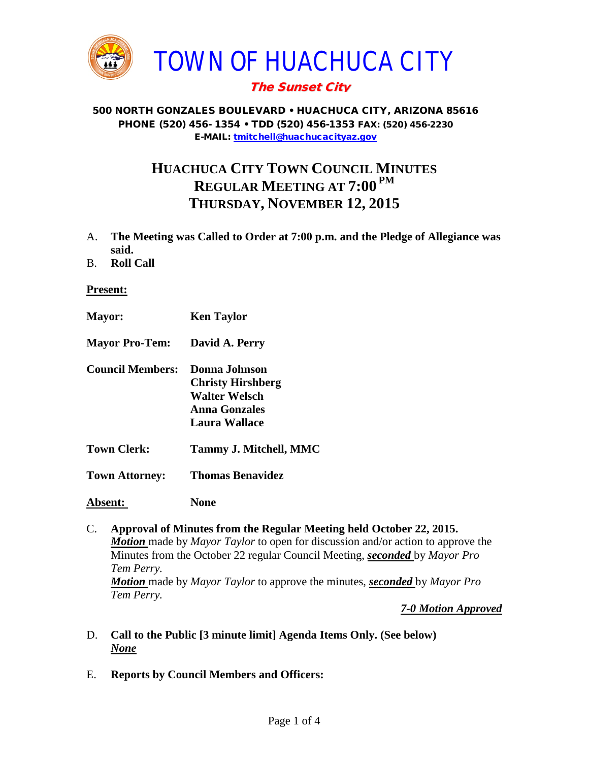# TOWN OF HUACHUCA CITY

***The Sunset City***

**500 NORTH GONZALES BOULEVARD • HUACHUCA CITY, ARIZONA 85616**
**PHONE (520) 456- 1354 • TDD (520) 456-1353 FAX: (520) 456-2230**
**E-MAIL: tmitchell@huachucacityaz.gov**

## HUACHUCA CITY TOWN COUNCIL MINUTES
## REGULAR MEETING AT 7:00 PM
## THURSDAY, NOVEMBER 12, 2015

A. **The Meeting was Called to Order at 7:00 p.m. and the Pledge of Allegiance was said.**

B. **Roll Call**

**Present:**

**Mayor:** **Ken Taylor**

**Mayor Pro-Tem:** **David A. Perry**

**Council Members:** **Donna Johnson**
**Christy Hirshberg**
**Walter Welsch**
**Anna Gonzales**
**Laura Wallace**

**Town Clerk:** **Tammy J. Mitchell, MMC**

**Town Attorney:** **Thomas Benavidez**

**Absent:** **None**

C. **Approval of Minutes from the Regular Meeting held October 22, 2015.**
***Motion*** made by *Mayor Taylor* to open for discussion and/or action to approve the Minutes from the October 22 regular Council Meeting, ***seconded*** by *Mayor Pro Tem Perry.*
***Motion*** made by *Mayor Taylor* to approve the minutes, ***seconded*** by *Mayor Pro Tem Perry.*

***7-0 Motion Approved***

D. **Call to the Public [3 minute limit] Agenda Items Only. (See below)**
***None***

E. **Reports by Council Members and Officers:**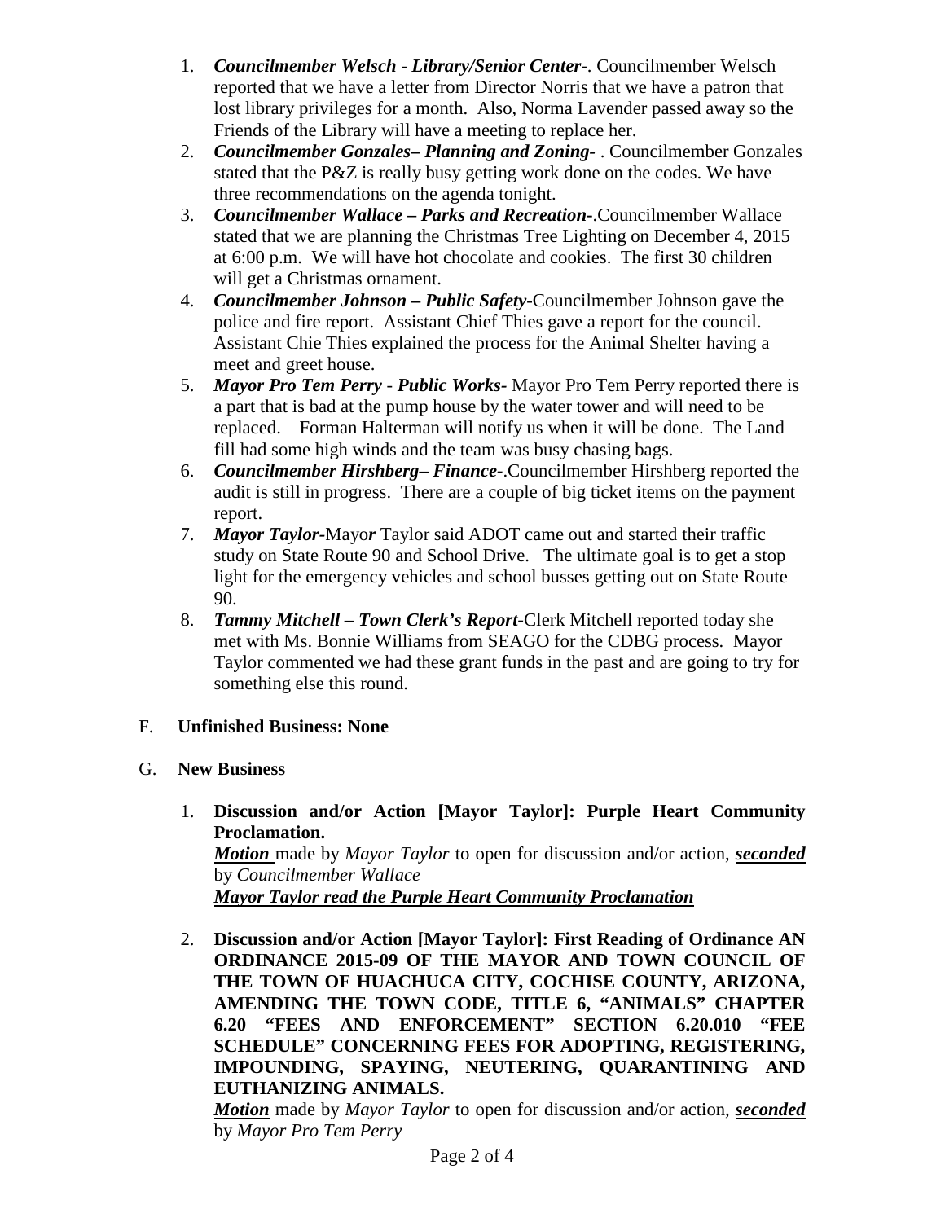1. ***Councilmember Welsch - Library/Senior Center-***. Councilmember Welsch reported that we have a letter from Director Norris that we have a patron that lost library privileges for a month. Also, Norma Lavender passed away so the Friends of the Library will have a meeting to replace her.
2. ***Councilmember Gonzales– Planning and Zoning-*** . Councilmember Gonzales stated that the P&Z is really busy getting work done on the codes. We have three recommendations on the agenda tonight.
3. ***Councilmember Wallace – Parks and Recreation-***.Councilmember Wallace stated that we are planning the Christmas Tree Lighting on December 4, 2015 at 6:00 p.m. We will have hot chocolate and cookies. The first 30 children will get a Christmas ornament.
4. ***Councilmember Johnson – Public Safety***-Councilmember Johnson gave the police and fire report. Assistant Chief Thies gave a report for the council. Assistant Chie Thies explained the process for the Animal Shelter having a meet and greet house.
5. ***Mayor Pro Tem Perry - Public Works-*** Mayor Pro Tem Perry reported there is a part that is bad at the pump house by the water tower and will need to be replaced. Forman Halterman will notify us when it will be done. The Land fill had some high winds and the team was busy chasing bags.
6. ***Councilmember Hirshberg– Finance-***.Councilmember Hirshberg reported the audit is still in progress. There are a couple of big ticket items on the payment report.
7. ***Mayor Taylor***-Mayo***r*** Taylor said ADOT came out and started their traffic study on State Route 90 and School Drive. The ultimate goal is to get a stop light for the emergency vehicles and school busses getting out on State Route 90.
8. ***Tammy Mitchell – Town Clerk's Report***-Clerk Mitchell reported today she met with Ms. Bonnie Williams from SEAGO for the CDBG process. Mayor Taylor commented we had these grant funds in the past and are going to try for something else this round.

F. **Unfinished Business: None**

G. **New Business**

1. **Discussion and/or Action [Mayor Taylor]: Purple Heart Community Proclamation.**
   ***Motion*** made by *Mayor Taylor* to open for discussion and/or action, ***seconded*** by *Councilmember Wallace*
   ***Mayor Taylor read the Purple Heart Community Proclamation***

2. **Discussion and/or Action [Mayor Taylor]: First Reading of Ordinance AN ORDINANCE 2015-09 OF THE MAYOR AND TOWN COUNCIL OF THE TOWN OF HUACHUCA CITY, COCHISE COUNTY, ARIZONA, AMENDING THE TOWN CODE, TITLE 6, "ANIMALS" CHAPTER 6.20 "FEES AND ENFORCEMENT" SECTION 6.20.010 "FEE SCHEDULE" CONCERNING FEES FOR ADOPTING, REGISTERING, IMPOUNDING, SPAYING, NEUTERING, QUARANTINING AND EUTHANIZING ANIMALS.**
   ***Motion*** made by *Mayor Taylor* to open for discussion and/or action, ***seconded*** by *Mayor Pro Tem Perry*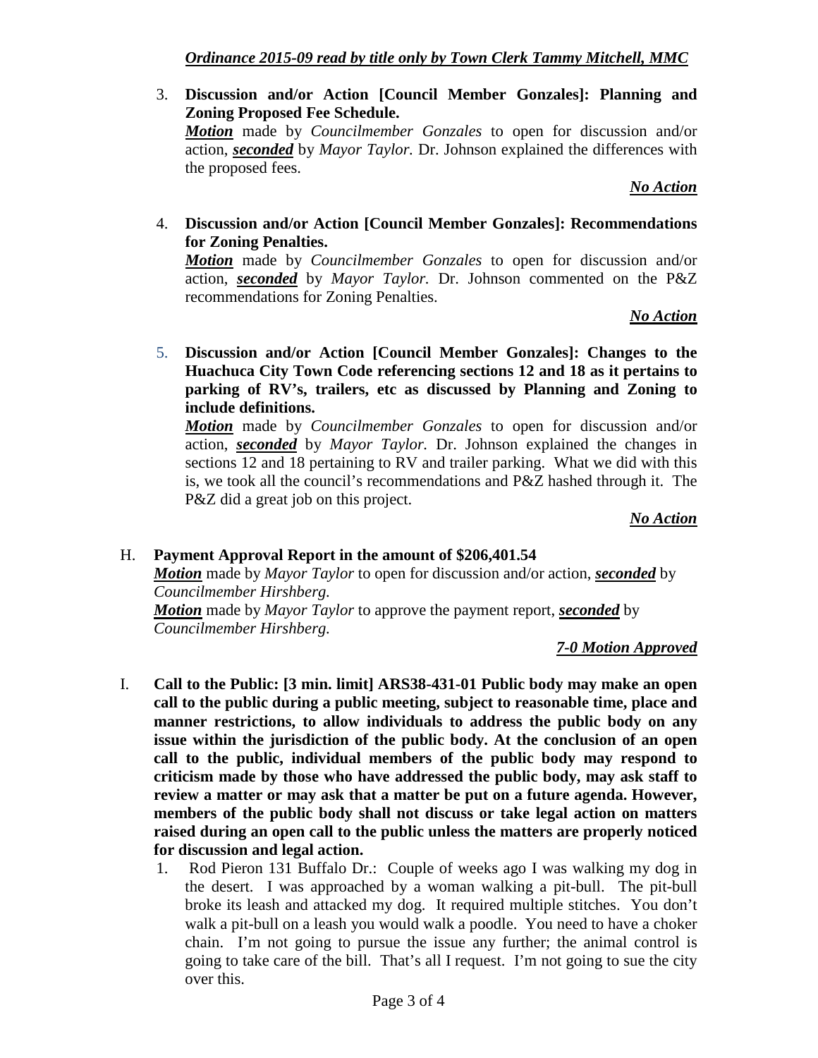***Ordinance 2015-09 read by title only by Town Clerk Tammy Mitchell, MMC***

3. **Discussion and/or Action [Council Member Gonzales]: Planning and Zoning Proposed Fee Schedule.**
   ***Motion*** made by *Councilmember Gonzales* to open for discussion and/or action, ***seconded*** by *Mayor Taylor.* Dr. Johnson explained the differences with the proposed fees.

   ***No Action***

4. **Discussion and/or Action [Council Member Gonzales]: Recommendations for Zoning Penalties.**
   ***Motion*** made by *Councilmember Gonzales* to open for discussion and/or action, ***seconded*** by *Mayor Taylor.* Dr. Johnson commented on the P&Z recommendations for Zoning Penalties.

   ***No Action***

5. **Discussion and/or Action [Council Member Gonzales]: Changes to the Huachuca City Town Code referencing sections 12 and 18 as it pertains to parking of RV's, trailers, etc as discussed by Planning and Zoning to include definitions.**
   ***Motion*** made by *Councilmember Gonzales* to open for discussion and/or action, ***seconded*** by *Mayor Taylor.* Dr. Johnson explained the changes in sections 12 and 18 pertaining to RV and trailer parking. What we did with this is, we took all the council's recommendations and P&Z hashed through it. The P&Z did a great job on this project.

   ***No Action***

H. **Payment Approval Report in the amount of $206,401.54**
   ***Motion*** made by *Mayor Taylor* to open for discussion and/or action, ***seconded*** by *Councilmember Hirshberg.*
   ***Motion*** made by *Mayor Taylor* to approve the payment report, ***seconded*** by *Councilmember Hirshberg.*

   ***7-0 Motion Approved***

I. **Call to the Public: [3 min. limit] ARS38-431-01 Public body may make an open call to the public during a public meeting, subject to reasonable time, place and manner restrictions, to allow individuals to address the public body on any issue within the jurisdiction of the public body. At the conclusion of an open call to the public, individual members of the public body may respond to criticism made by those who have addressed the public body, may ask staff to review a matter or may ask that a matter be put on a future agenda. However, members of the public body shall not discuss or take legal action on matters raised during an open call to the public unless the matters are properly noticed for discussion and legal action.**

   1. Rod Pieron 131 Buffalo Dr.: Couple of weeks ago I was walking my dog in the desert. I was approached by a woman walking a pit-bull. The pit-bull broke its leash and attacked my dog. It required multiple stitches. You don't walk a pit-bull on a leash you would walk a poodle. You need to have a choker chain. I'm not going to pursue the issue any further; the animal control is going to take care of the bill. That's all I request. I'm not going to sue the city over this.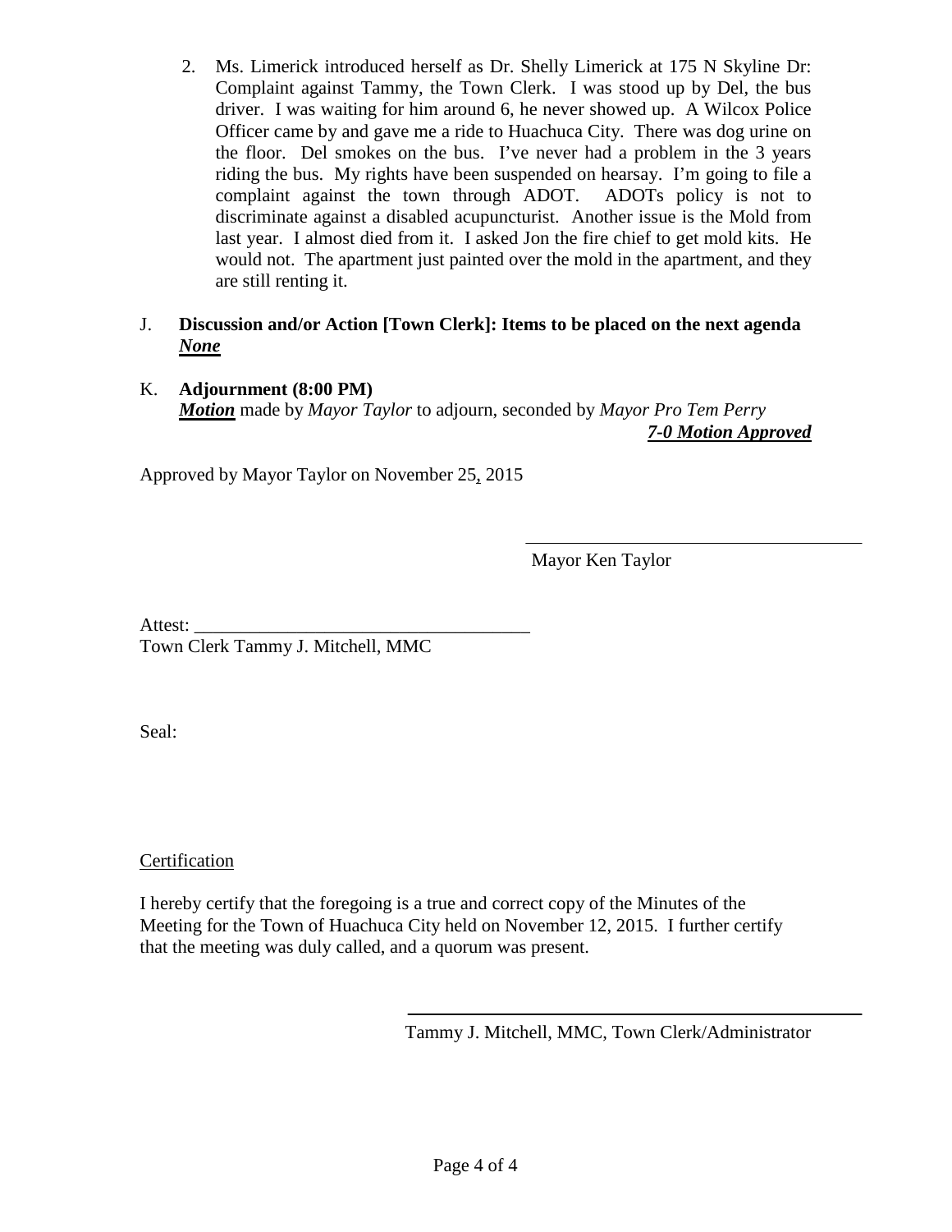2. Ms. Limerick introduced herself as Dr. Shelly Limerick at 175 N Skyline Dr: Complaint against Tammy, the Town Clerk. I was stood up by Del, the bus driver. I was waiting for him around 6, he never showed up. A Wilcox Police Officer came by and gave me a ride to Huachuca City. There was dog urine on the floor. Del smokes on the bus. I've never had a problem in the 3 years riding the bus. My rights have been suspended on hearsay. I'm going to file a complaint against the town through ADOT. ADOTs policy is not to discriminate against a disabled acupuncturist. Another issue is the Mold from last year. I almost died from it. I asked Jon the fire chief to get mold kits. He would not. The apartment just painted over the mold in the apartment, and they are still renting it.

J. **Discussion and/or Action [Town Clerk]: Items to be placed on the next agenda**
***None***

K. **Adjournment (8:00 PM)**
***Motion*** made by *Mayor Taylor* to adjourn, seconded by *Mayor Pro Tem Perry*
***7-0 Motion Approved***

Approved by Mayor Taylor on November 25, 2015

\_\_\_\_\_\_\_\_\_\_\_\_\_\_\_\_\_\_\_\_\_\_\_\_\_\_\_\_\_\_\_\_\_\_\_\_
Mayor Ken Taylor

Attest: \_\_\_\_\_\_\_\_\_\_\_\_\_\_\_\_\_\_\_\_\_\_\_\_\_\_\_\_\_\_\_\_\_\_\_\_
Town Clerk Tammy J. Mitchell, MMC

Seal:

Certification

I hereby certify that the foregoing is a true and correct copy of the Minutes of the Meeting for the Town of Huachuca City held on November 12, 2015. I further certify that the meeting was duly called, and a quorum was present.

\_\_\_\_\_\_\_\_\_\_\_\_\_\_\_\_\_\_\_\_\_\_\_\_\_\_\_\_\_\_\_\_\_\_\_\_\_\_\_\_\_\_\_\_\_\_
Tammy J. Mitchell, MMC, Town Clerk/Administrator